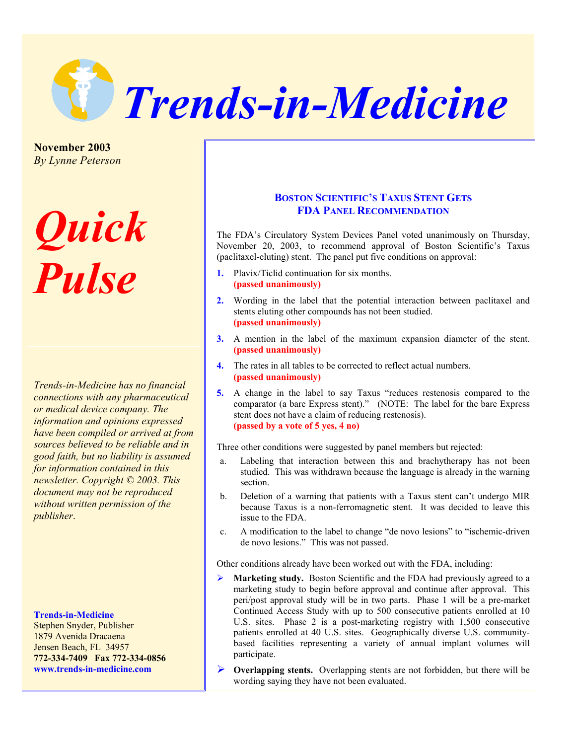# Trends-in-Medicine

**November 2003**
*By Lynne Peterson*

# Quick Pulse

*Trends-in-Medicine has no financial connections with any pharmaceutical or medical device company. The information and opinions expressed have been compiled or arrived at from sources believed to be reliable and in good faith, but no liability is assumed for information contained in this newsletter. Copyright © 2003. This document may not be reproduced without written permission of the publisher.*

**Trends-in-Medicine**
Stephen Snyder, Publisher
1879 Avenida Dracaena
Jensen Beach, FL 34957
**772-334-7409 Fax 772-334-0856**
**www.trends-in-medicine.com**

## BOSTON SCIENTIFIC'S TAXUS STENT GETS FDA PANEL RECOMMENDATION

The FDA's Circulatory System Devices Panel voted unanimously on Thursday, November 20, 2003, to recommend approval of Boston Scientific's Taxus (paclitaxel-eluting) stent. The panel put five conditions on approval:

1. Plavix/Ticlid continuation for six months.
   **(passed unanimously)**
2. Wording in the label that the potential interaction between paclitaxel and stents eluting other compounds has not been studied.
   **(passed unanimously)**
3. A mention in the label of the maximum expansion diameter of the stent. **(passed unanimously)**
4. The rates in all tables to be corrected to reflect actual numbers.
   **(passed unanimously)**
5. A change in the label to say Taxus "reduces restenosis compared to the comparator (a bare Express stent)." (NOTE: The label for the bare Express stent does not have a claim of reducing restenosis).
   **(passed by a vote of 5 yes, 4 no)**

Three other conditions were suggested by panel members but rejected:

a. Labeling that interaction between this and brachytherapy has not been studied. This was withdrawn because the language is already in the warning section.
b. Deletion of a warning that patients with a Taxus stent can't undergo MIR because Taxus is a non-ferromagnetic stent. It was decided to leave this issue to the FDA.
c. A modification to the label to change "de novo lesions" to "ischemic-driven de novo lesions." This was not passed.

Other conditions already have been worked out with the FDA, including:

- **Marketing study.** Boston Scientific and the FDA had previously agreed to a marketing study to begin before approval and continue after approval. This peri/post approval study will be in two parts. Phase 1 will be a pre-market Continued Access Study with up to 500 consecutive patients enrolled at 10 U.S. sites. Phase 2 is a post-marketing registry with 1,500 consecutive patients enrolled at 40 U.S. sites. Geographically diverse U.S. community-based facilities representing a variety of annual implant volumes will participate.
- **Overlapping stents.** Overlapping stents are not forbidden, but there will be wording saying they have not been evaluated.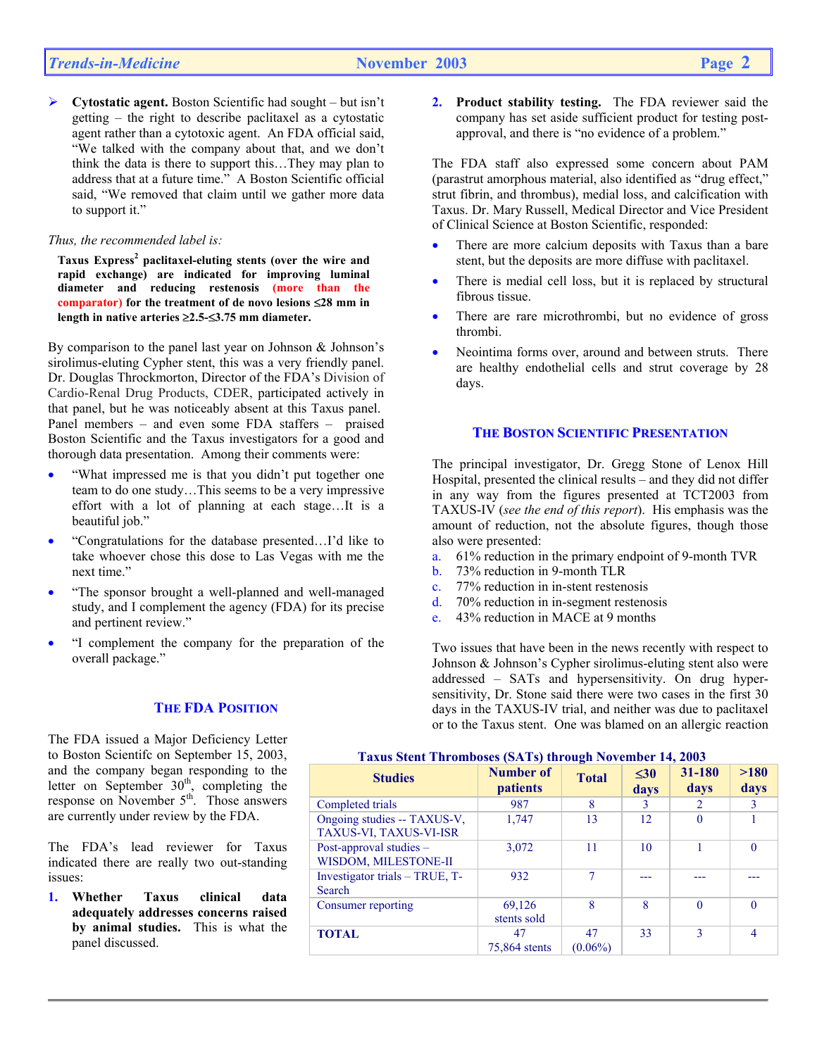- **Cytostatic agent.** Boston Scientific had sought – but isn't getting – the right to describe paclitaxel as a cytostatic agent rather than a cytotoxic agent. An FDA official said, "We talked with the company about that, and we don't think the data is there to support this…They may plan to address that at a future time." A Boston Scientific official said, "We removed that claim until we gather more data to support it."

*Thus, the recommended label is:*

**Taxus Express[2] paclitaxel-eluting stents (over the wire and rapid exchange) are indicated for improving luminal diameter and reducing restenosis (more than the comparator) for the treatment of de novo lesions ≤28 mm in length in native arteries ≥2.5-≤3.75 mm diameter.**

By comparison to the panel last year on Johnson & Johnson's sirolimus-eluting Cypher stent, this was a very friendly panel. Dr. Douglas Throckmorton, Director of the FDA's Division of Cardio-Renal Drug Products, CDER, participated actively in that panel, but he was noticeably absent at this Taxus panel. Panel members – and even some FDA staffers – praised Boston Scientific and the Taxus investigators for a good and thorough data presentation. Among their comments were:

- "What impressed me is that you didn't put together one team to do one study…This seems to be a very impressive effort with a lot of planning at each stage…It is a beautiful job."
- "Congratulations for the database presented…I'd like to take whoever chose this dose to Las Vegas with me the next time."
- "The sponsor brought a well-planned and well-managed study, and I complement the agency (FDA) for its precise and pertinent review."
- "I complement the company for the preparation of the overall package."

## The FDA Position

The FDA issued a Major Deficiency Letter to Boston Scientifc on September 15, 2003, and the company began responding to the letter on September 30th, completing the response on November 5th. Those answers are currently under review by the FDA.

The FDA's lead reviewer for Taxus indicated there are really two out-standing issues:

1. **Whether Taxus clinical data adequately addresses concerns raised by animal studies.** This is what the panel discussed.
2. **Product stability testing.** The FDA reviewer said the company has set aside sufficient product for testing post-approval, and there is "no evidence of a problem."

The FDA staff also expressed some concern about PAM (parastrut amorphous material, also identified as "drug effect," strut fibrin, and thrombus), medial loss, and calcification with Taxus. Dr. Mary Russell, Medical Director and Vice President of Clinical Science at Boston Scientific, responded:

- There are more calcium deposits with Taxus than a bare stent, but the deposits are more diffuse with paclitaxel.
- There is medial cell loss, but it is replaced by structural fibrous tissue.
- There are rare microthrombi, but no evidence of gross thrombi.
- Neointima forms over, around and between struts. There are healthy endothelial cells and strut coverage by 28 days.

## The Boston Scientific Presentation

The principal investigator, Dr. Gregg Stone of Lenox Hill Hospital, presented the clinical results – and they did not differ in any way from the figures presented at TCT2003 from TAXUS-IV (*see the end of this report*). His emphasis was the amount of reduction, not the absolute figures, though those also were presented:

a. 61% reduction in the primary endpoint of 9-month TVR
b. 73% reduction in 9-month TLR
c. 77% reduction in in-stent restenosis
d. 70% reduction in in-segment restenosis
e. 43% reduction in MACE at 9 months

Two issues that have been in the news recently with respect to Johnson & Johnson's Cypher sirolimus-eluting stent also were addressed – SATs and hypersensitivity. On drug hypersensitivity, Dr. Stone said there were two cases in the first 30 days in the TAXUS-IV trial, and neither was due to paclitaxel or to the Taxus stent. One was blamed on an allergic reaction

**Taxus Stent Thromboses (SATs) through November 14, 2003**

| Studies | Number of patients | Total | ≤30 days | 31-180 days | >180 days |
|---|---|---|---|---|---|
| Completed trials | 987 | 8 | 3 | 2 | 3 |
| Ongoing studies -- TAXUS-V, TAXUS-VI, TAXUS-VI-ISR | 1,747 | 13 | 12 | 0 | 1 |
| Post-approval studies – WISDOM, MILESTONE-II | 3,072 | 11 | 10 | 1 | 0 |
| Investigator trials – TRUE, T-Search | 932 | 7 | --- | --- | --- |
| Consumer reporting | 69,126 stents sold | 8 | 8 | 0 | 0 |
| **TOTAL** | 47 75,864 stents | 47 (0.06%) | 33 | 3 | 4 |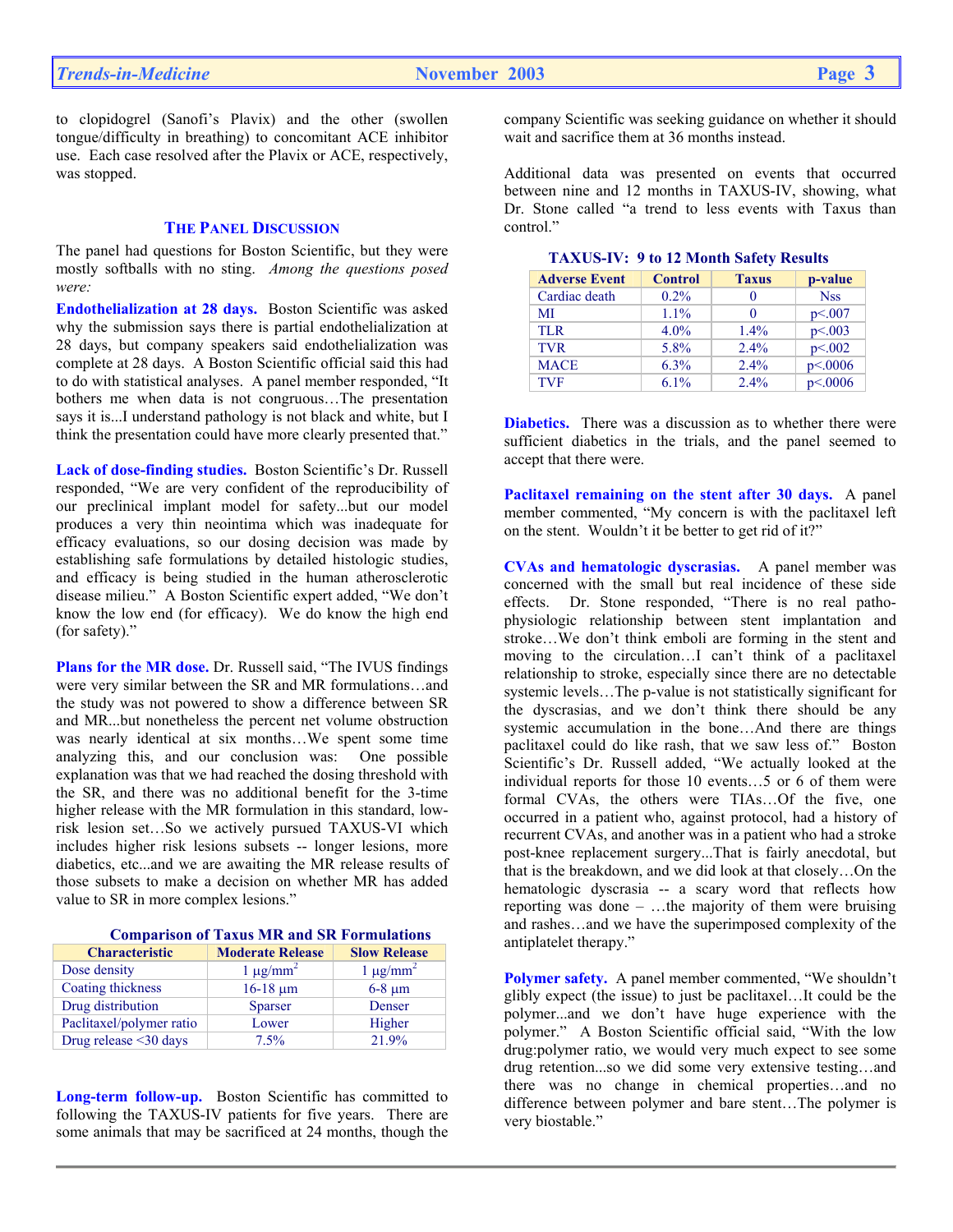to clopidogrel (Sanofi's Plavix) and the other (swollen tongue/difficulty in breathing) to concomitant ACE inhibitor use. Each case resolved after the Plavix or ACE, respectively, was stopped.

## THE PANEL DISCUSSION

The panel had questions for Boston Scientific, but they were mostly softballs with no sting. *Among the questions posed were:*

**Endothelialization at 28 days.** Boston Scientific was asked why the submission says there is partial endothelialization at 28 days, but company speakers said endothelialization was complete at 28 days. A Boston Scientific official said this had to do with statistical analyses. A panel member responded, "It bothers me when data is not congruous…The presentation says it is...I understand pathology is not black and white, but I think the presentation could have more clearly presented that."

**Lack of dose-finding studies.** Boston Scientific's Dr. Russell responded, "We are very confident of the reproducibility of our preclinical implant model for safety...but our model produces a very thin neointima which was inadequate for efficacy evaluations, so our dosing decision was made by establishing safe formulations by detailed histologic studies, and efficacy is being studied in the human atherosclerotic disease milieu." A Boston Scientific expert added, "We don't know the low end (for efficacy). We do know the high end (for safety)."

**Plans for the MR dose.** Dr. Russell said, "The IVUS findings were very similar between the SR and MR formulations…and the study was not powered to show a difference between SR and MR...but nonetheless the percent net volume obstruction was nearly identical at six months…We spent some time analyzing this, and our conclusion was: One possible explanation was that we had reached the dosing threshold with the SR, and there was no additional benefit for the 3-time higher release with the MR formulation in this standard, low-risk lesion set…So we actively pursued TAXUS-VI which includes higher risk lesions subsets -- longer lesions, more diabetics, etc...and we are awaiting the MR release results of those subsets to make a decision on whether MR has added value to SR in more complex lesions."

**Comparison of Taxus MR and SR Formulations**

| Characteristic | Moderate Release | Slow Release |
|---|---|---|
| Dose density | 1 μg/mm$^2$ | 1 μg/mm$^2$ |
| Coating thickness | 16-18 μm | 6-8 μm |
| Drug distribution | Sparser | Denser |
| Paclitaxel/polymer ratio | Lower | Higher |
| Drug release <30 days | 7.5% | 21.9% |

**Long-term follow-up.** Boston Scientific has committed to following the TAXUS-IV patients for five years. There are some animals that may be sacrificed at 24 months, though the company Scientific was seeking guidance on whether it should wait and sacrifice them at 36 months instead.

Additional data was presented on events that occurred between nine and 12 months in TAXUS-IV, showing, what Dr. Stone called "a trend to less events with Taxus than control."

**TAXUS-IV: 9 to 12 Month Safety Results**

| Adverse Event | Control | Taxus | p-value |
|---|---|---|---|
| Cardiac death | 0.2% | 0 | Nss |
| MI | 1.1% | 0 | p<.007 |
| TLR | 4.0% | 1.4% | p<.003 |
| TVR | 5.8% | 2.4% | p<.002 |
| MACE | 6.3% | 2.4% | p<.0006 |
| TVF | 6.1% | 2.4% | p<.0006 |

**Diabetics.** There was a discussion as to whether there were sufficient diabetics in the trials, and the panel seemed to accept that there were.

**Paclitaxel remaining on the stent after 30 days.** A panel member commented, "My concern is with the paclitaxel left on the stent. Wouldn't it be better to get rid of it?"

**CVAs and hematologic dyscrasias.** A panel member was concerned with the small but real incidence of these side effects. Dr. Stone responded, "There is no real patho-physiologic relationship between stent implantation and stroke…We don't think emboli are forming in the stent and moving to the circulation…I can't think of a paclitaxel relationship to stroke, especially since there are no detectable systemic levels…The p-value is not statistically significant for the dyscrasias, and we don't think there should be any systemic accumulation in the bone…And there are things paclitaxel could do like rash, that we saw less of." Boston Scientific's Dr. Russell added, "We actually looked at the individual reports for those 10 events…5 or 6 of them were formal CVAs, the others were TIAs…Of the five, one occurred in a patient who, against protocol, had a history of recurrent CVAs, and another was in a patient who had a stroke post-knee replacement surgery...That is fairly anecdotal, but that is the breakdown, and we did look at that closely…On the hematologic dyscrasia -- a scary word that reflects how reporting was done – …the majority of them were bruising and rashes…and we have the superimposed complexity of the antiplatelet therapy."

**Polymer safety.** A panel member commented, "We shouldn't glibly expect (the issue) to just be paclitaxel…It could be the polymer...and we don't have huge experience with the polymer." A Boston Scientific official said, "With the low drug:polymer ratio, we would very much expect to see some drug retention...so we did some very extensive testing…and there was no change in chemical properties…and no difference between polymer and bare stent…The polymer is very biostable."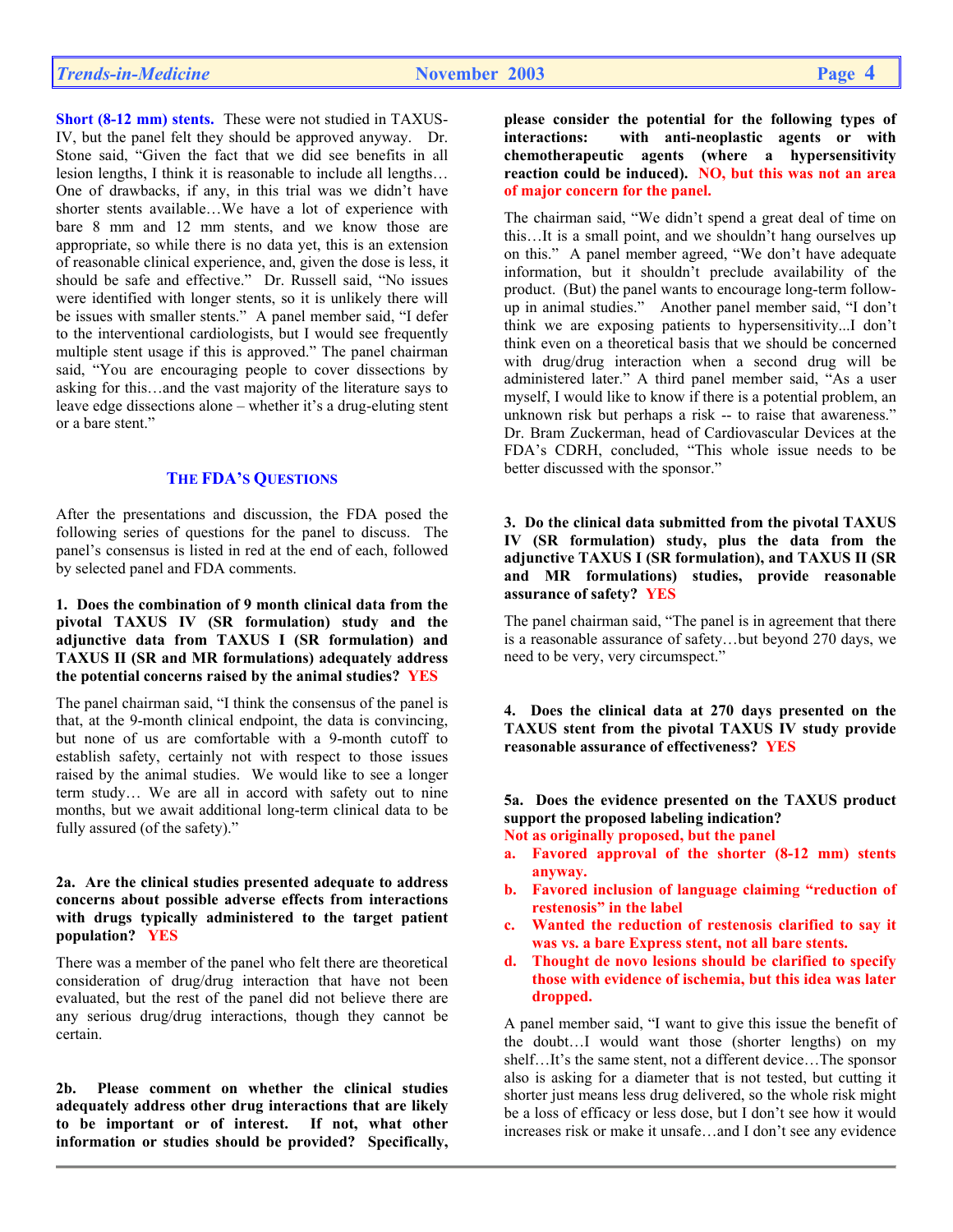**Short (8-12 mm) stents.** These were not studied in TAXUS-IV, but the panel felt they should be approved anyway. Dr. Stone said, "Given the fact that we did see benefits in all lesion lengths, I think it is reasonable to include all lengths…One of drawbacks, if any, in this trial was we didn't have shorter stents available…We have a lot of experience with bare 8 mm and 12 mm stents, and we know those are appropriate, so while there is no data yet, this is an extension of reasonable clinical experience, and, given the dose is less, it should be safe and effective." Dr. Russell said, "No issues were identified with longer stents, so it is unlikely there will be issues with smaller stents." A panel member said, "I defer to the interventional cardiologists, but I would see frequently multiple stent usage if this is approved." The panel chairman said, "You are encouraging people to cover dissections by asking for this…and the vast majority of the literature says to leave edge dissections alone – whether it's a drug-eluting stent or a bare stent."

## THE FDA'S QUESTIONS

After the presentations and discussion, the FDA posed the following series of questions for the panel to discuss. The panel's consensus is listed in red at the end of each, followed by selected panel and FDA comments.

**1. Does the combination of 9 month clinical data from the pivotal TAXUS IV (SR formulation) study and the adjunctive data from TAXUS I (SR formulation) and TAXUS II (SR and MR formulations) adequately address the potential concerns raised by the animal studies? YES**

The panel chairman said, "I think the consensus of the panel is that, at the 9-month clinical endpoint, the data is convincing, but none of us are comfortable with a 9-month cutoff to establish safety, certainly not with respect to those issues raised by the animal studies. We would like to see a longer term study… We are all in accord with safety out to nine months, but we await additional long-term clinical data to be fully assured (of the safety)."

**2a. Are the clinical studies presented adequate to address concerns about possible adverse effects from interactions with drugs typically administered to the target patient population? YES**

There was a member of the panel who felt there are theoretical consideration of drug/drug interaction that have not been evaluated, but the rest of the panel did not believe there are any serious drug/drug interactions, though they cannot be certain.

**2b. Please comment on whether the clinical studies adequately address other drug interactions that are likely to be important or of interest. If not, what other information or studies should be provided? Specifically, please consider the potential for the following types of interactions: with anti-neoplastic agents or with chemotherapeutic agents (where a hypersensitivity reaction could be induced). NO, but this was not an area of major concern for the panel.**

The chairman said, "We didn't spend a great deal of time on this…It is a small point, and we shouldn't hang ourselves up on this." A panel member agreed, "We don't have adequate information, but it shouldn't preclude availability of the product. (But) the panel wants to encourage long-term follow-up in animal studies." Another panel member said, "I don't think we are exposing patients to hypersensitivity...I don't think even on a theoretical basis that we should be concerned with drug/drug interaction when a second drug will be administered later." A third panel member said, "As a user myself, I would like to know if there is a potential problem, an unknown risk but perhaps a risk -- to raise that awareness." Dr. Bram Zuckerman, head of Cardiovascular Devices at the FDA's CDRH, concluded, "This whole issue needs to be better discussed with the sponsor."

**3. Do the clinical data submitted from the pivotal TAXUS IV (SR formulation) study, plus the data from the adjunctive TAXUS I (SR formulation), and TAXUS II (SR and MR formulations) studies, provide reasonable assurance of safety? YES**

The panel chairman said, "The panel is in agreement that there is a reasonable assurance of safety…but beyond 270 days, we need to be very, very circumspect."

**4. Does the clinical data at 270 days presented on the TAXUS stent from the pivotal TAXUS IV study provide reasonable assurance of effectiveness? YES**

**5a. Does the evidence presented on the TAXUS product support the proposed labeling indication?**
**Not as originally proposed, but the panel**

a. **Favored approval of the shorter (8-12 mm) stents anyway.**
b. **Favored inclusion of language claiming "reduction of restenosis" in the label**
c. **Wanted the reduction of restenosis clarified to say it was vs. a bare Express stent, not all bare stents.**
d. **Thought de novo lesions should be clarified to specify those with evidence of ischemia, but this idea was later dropped.**

A panel member said, "I want to give this issue the benefit of the doubt…I would want those (shorter lengths) on my shelf…It's the same stent, not a different device…The sponsor also is asking for a diameter that is not tested, but cutting it shorter just means less drug delivered, so the whole risk might be a loss of efficacy or less dose, but I don't see how it would increases risk or make it unsafe…and I don't see any evidence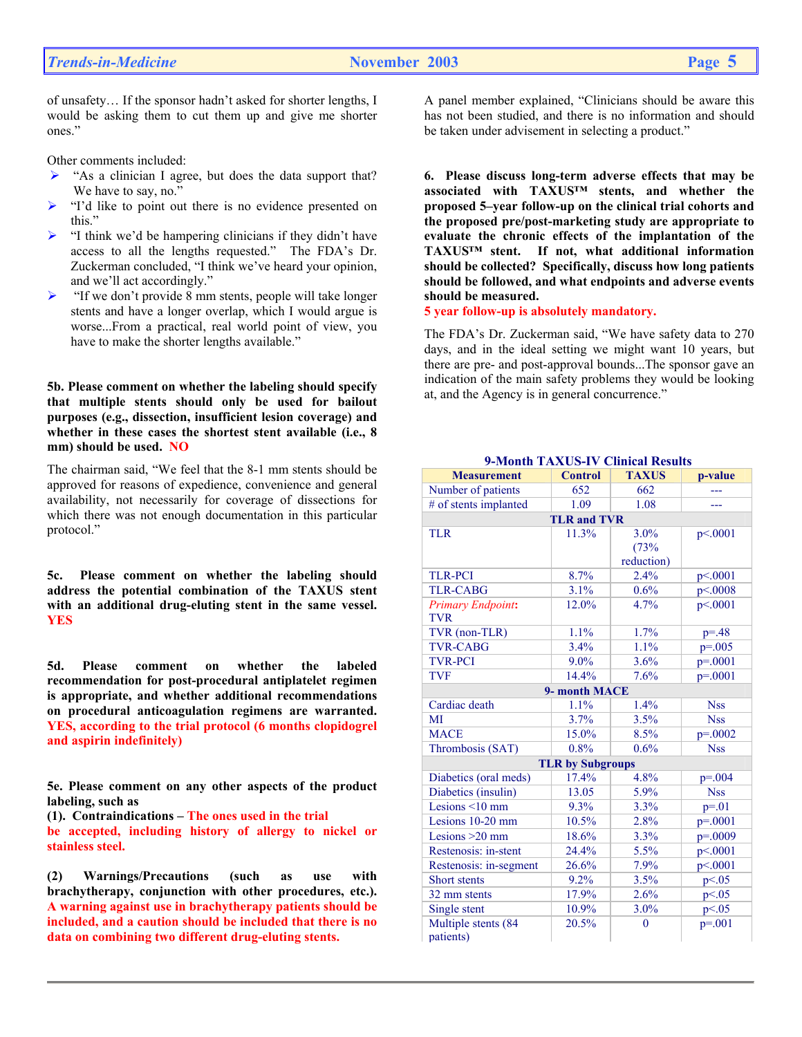of unsafety… If the sponsor hadn't asked for shorter lengths, I would be asking them to cut them up and give me shorter ones."

Other comments included:

- "As a clinician I agree, but does the data support that? We have to say, no."
- "I'd like to point out there is no evidence presented on this."
- "I think we'd be hampering clinicians if they didn't have access to all the lengths requested." The FDA's Dr. Zuckerman concluded, "I think we've heard your opinion, and we'll act accordingly."
- "If we don't provide 8 mm stents, people will take longer stents and have a longer overlap, which I would argue is worse...From a practical, real world point of view, you have to make the shorter lengths available."

**5b. Please comment on whether the labeling should specify that multiple stents should only be used for bailout purposes (e.g., dissection, insufficient lesion coverage) and whether in these cases the shortest stent available (i.e., 8 mm) should be used. NO**

The chairman said, "We feel that the 8-1 mm stents should be approved for reasons of expedience, convenience and general availability, not necessarily for coverage of dissections for which there was not enough documentation in this particular protocol."

**5c. Please comment on whether the labeling should address the potential combination of the TAXUS stent with an additional drug-eluting stent in the same vessel. YES**

**5d. Please comment on whether the labeled recommendation for post-procedural antiplatelet regimen is appropriate, and whether additional recommendations on procedural anticoagulation regimens are warranted. YES, according to the trial protocol (6 months clopidogrel and aspirin indefinitely)**

**5e. Please comment on any other aspects of the product labeling, such as**

**(1). Contraindications – The ones used in the trial be accepted, including history of allergy to nickel or stainless steel.**

**(2) Warnings/Precautions (such as use with brachytherapy, conjunction with other procedures, etc.). A warning against use in brachytherapy patients should be included, and a caution should be included that there is no data on combining two different drug-eluting stents.**

A panel member explained, "Clinicians should be aware this has not been studied, and there is no information and should be taken under advisement in selecting a product."

**6. Please discuss long-term adverse effects that may be associated with TAXUS™ stents, and whether the proposed 5–year follow-up on the clinical trial cohorts and the proposed pre/post-marketing study are appropriate to evaluate the chronic effects of the implantation of the TAXUS™ stent. If not, what additional information should be collected? Specifically, discuss how long patients should be followed, and what endpoints and adverse events should be measured.**
**5 year follow-up is absolutely mandatory.**

The FDA's Dr. Zuckerman said, "We have safety data to 270 days, and in the ideal setting we might want 10 years, but there are pre- and post-approval bounds...The sponsor gave an indication of the main safety problems they would be looking at, and the Agency is in general concurrence."

**9-Month TAXUS-IV Clinical Results**

| Measurement | Control | TAXUS | p-value |
|---|---|---|---|
| Number of patients | 652 | 662 | --- |
| # of stents implanted | 1.09 | 1.08 | --- |
| **TLR and TVR** | | | |
| TLR | 11.3% | 3.0% (73% reduction) | p<.0001 |
| TLR-PCI | 8.7% | 2.4% | p<.0001 |
| TLR-CABG | 3.1% | 0.6% | p<.0008 |
| *Primary Endpoint*: TVR | 12.0% | 4.7% | p<.0001 |
| TVR (non-TLR) | 1.1% | 1.7% | p=.48 |
| TVR-CABG | 3.4% | 1.1% | p=.005 |
| TVR-PCI | 9.0% | 3.6% | p=.0001 |
| TVF | 14.4% | 7.6% | p=.0001 |
| **9- month MACE** | | | |
| Cardiac death | 1.1% | 1.4% | Nss |
| MI | 3.7% | 3.5% | Nss |
| MACE | 15.0% | 8.5% | p=.0002 |
| Thrombosis (SAT) | 0.8% | 0.6% | Nss |
| **TLR by Subgroups** | | | |
| Diabetics (oral meds) | 17.4% | 4.8% | p=.004 |
| Diabetics (insulin) | 13.05 | 5.9% | Nss |
| Lesions <10 mm | 9.3% | 3.3% | p=.01 |
| Lesions 10-20 mm | 10.5% | 2.8% | p=.0001 |
| Lesions >20 mm | 18.6% | 3.3% | p=.0009 |
| Restenosis: in-stent | 24.4% | 5.5% | p<.0001 |
| Restenosis: in-segment | 26.6% | 7.9% | p<.0001 |
| Short stents | 9.2% | 3.5% | p<.05 |
| 32 mm stents | 17.9% | 2.6% | p<.05 |
| Single stent | 10.9% | 3.0% | p<.05 |
| Multiple stents (84 patients) | 20.5% | 0 | p=.001 |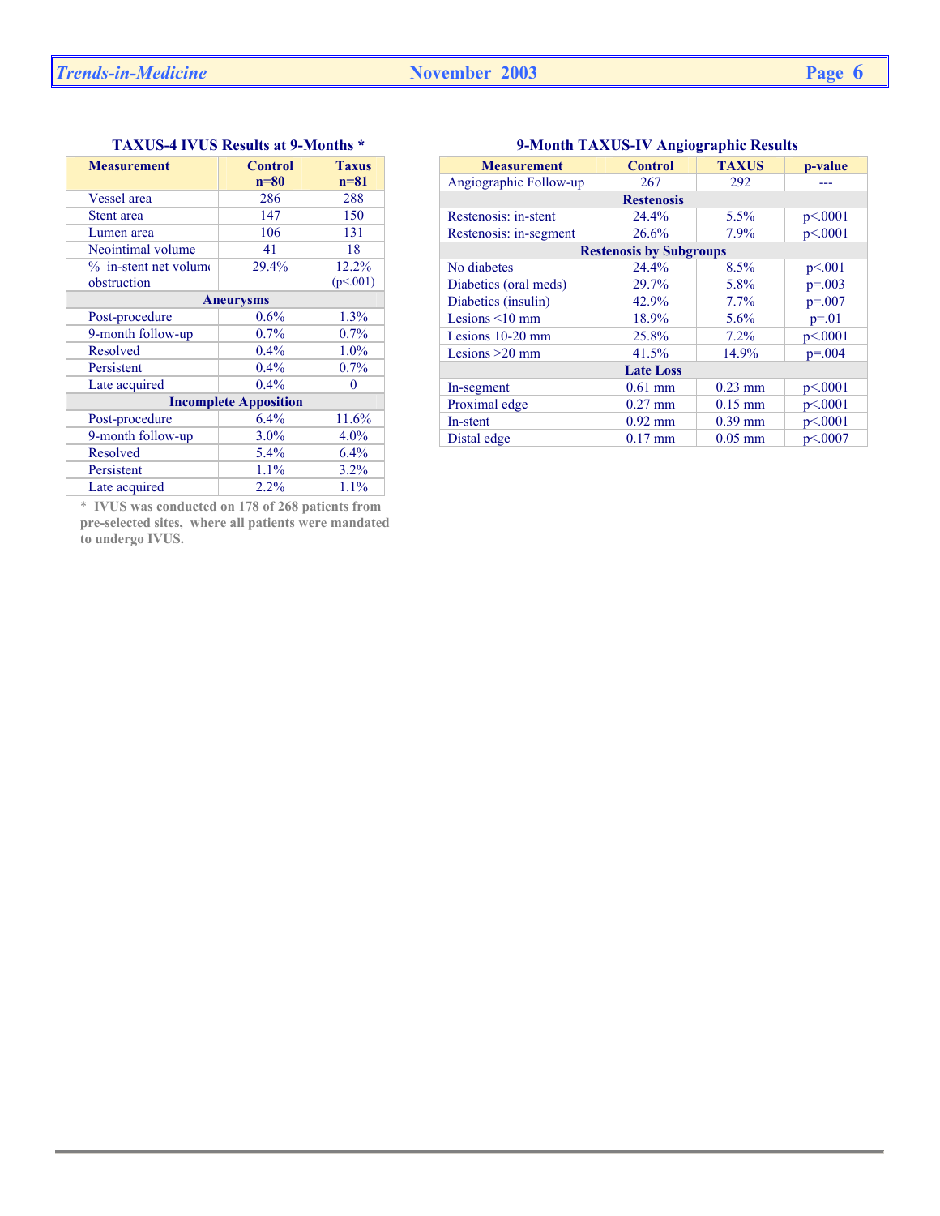### TAXUS-4 IVUS Results at 9-Months *

| Measurement | Control n=80 | Taxus n=81 |
|---|---|---|
| Vessel area | 286 | 288 |
| Stent area | 147 | 150 |
| Lumen area | 106 | 131 |
| Neointimal volume | 41 | 18 |
| % in-stent net volume obstruction | 29.4% | 12.2% (p<.001) |
| **Aneurysms** | | |
| Post-procedure | 0.6% | 1.3% |
| 9-month follow-up | 0.7% | 0.7% |
| Resolved | 0.4% | 1.0% |
| Persistent | 0.4% | 0.7% |
| Late acquired | 0.4% | 0 |
| **Incomplete Apposition** | | |
| Post-procedure | 6.4% | 11.6% |
| 9-month follow-up | 3.0% | 4.0% |
| Resolved | 5.4% | 6.4% |
| Persistent | 1.1% | 3.2% |
| Late acquired | 2.2% | 1.1% |

**\* IVUS was conducted on 178 of 268 patients from pre-selected sites, where all patients were mandated to undergo IVUS.**

### 9-Month TAXUS-IV Angiographic Results

| Measurement | Control | TAXUS | p-value |
|---|---|---|---|
| Angiographic Follow-up | 267 | 292 | --- |
| **Restenosis** | | | |
| Restenosis: in-stent | 24.4% | 5.5% | p<.0001 |
| Restenosis: in-segment | 26.6% | 7.9% | p<.0001 |
| **Restenosis by Subgroups** | | | |
| No diabetes | 24.4% | 8.5% | p<.001 |
| Diabetics (oral meds) | 29.7% | 5.8% | p=.003 |
| Diabetics (insulin) | 42.9% | 7.7% | p=.007 |
| Lesions <10 mm | 18.9% | 5.6% | p=.01 |
| Lesions 10-20 mm | 25.8% | 7.2% | p<.0001 |
| Lesions >20 mm | 41.5% | 14.9% | p=.004 |
| **Late Loss** | | | |
| In-segment | 0.61 mm | 0.23 mm | p<.0001 |
| Proximal edge | 0.27 mm | 0.15 mm | p<.0001 |
| In-stent | 0.92 mm | 0.39 mm | p<.0001 |
| Distal edge | 0.17 mm | 0.05 mm | p<.0007 |